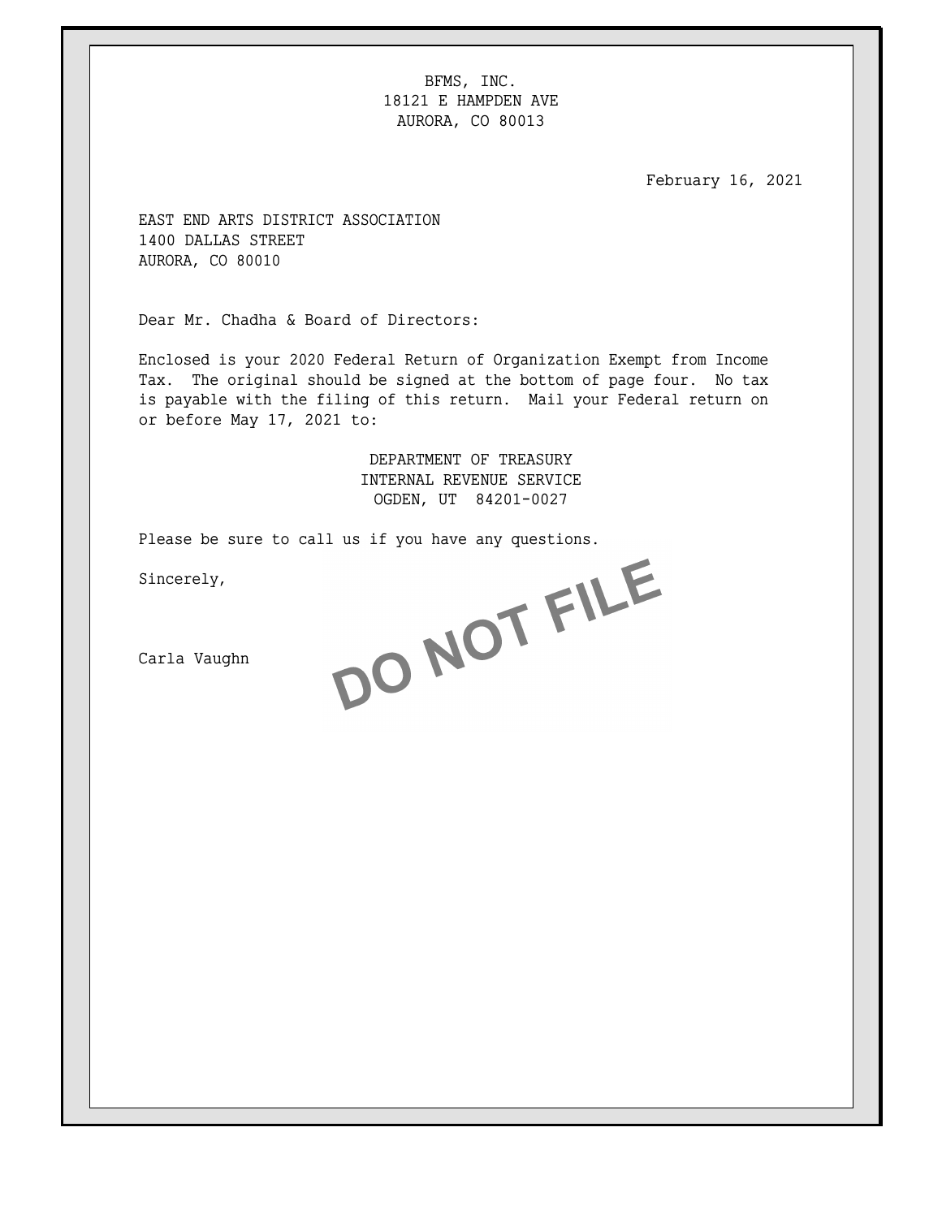BFMS, INC.
18121 E HAMPDEN AVE
AURORA, CO 80013

February 16, 2021

EAST END ARTS DISTRICT ASSOCIATION
1400 DALLAS STREET
AURORA, CO 80010

Dear Mr. Chadha & Board of Directors:

Enclosed is your 2020 Federal Return of Organization Exempt from Income Tax. The original should be signed at the bottom of page four. No tax is payable with the filing of this return. Mail your Federal return on or before May 17, 2021 to:

DEPARTMENT OF TREASURY
INTERNAL REVENUE SERVICE
OGDEN, UT 84201-0027

Please be sure to call us if you have any questions.

Sincerely,

Carla Vaughn

DO NOT FILE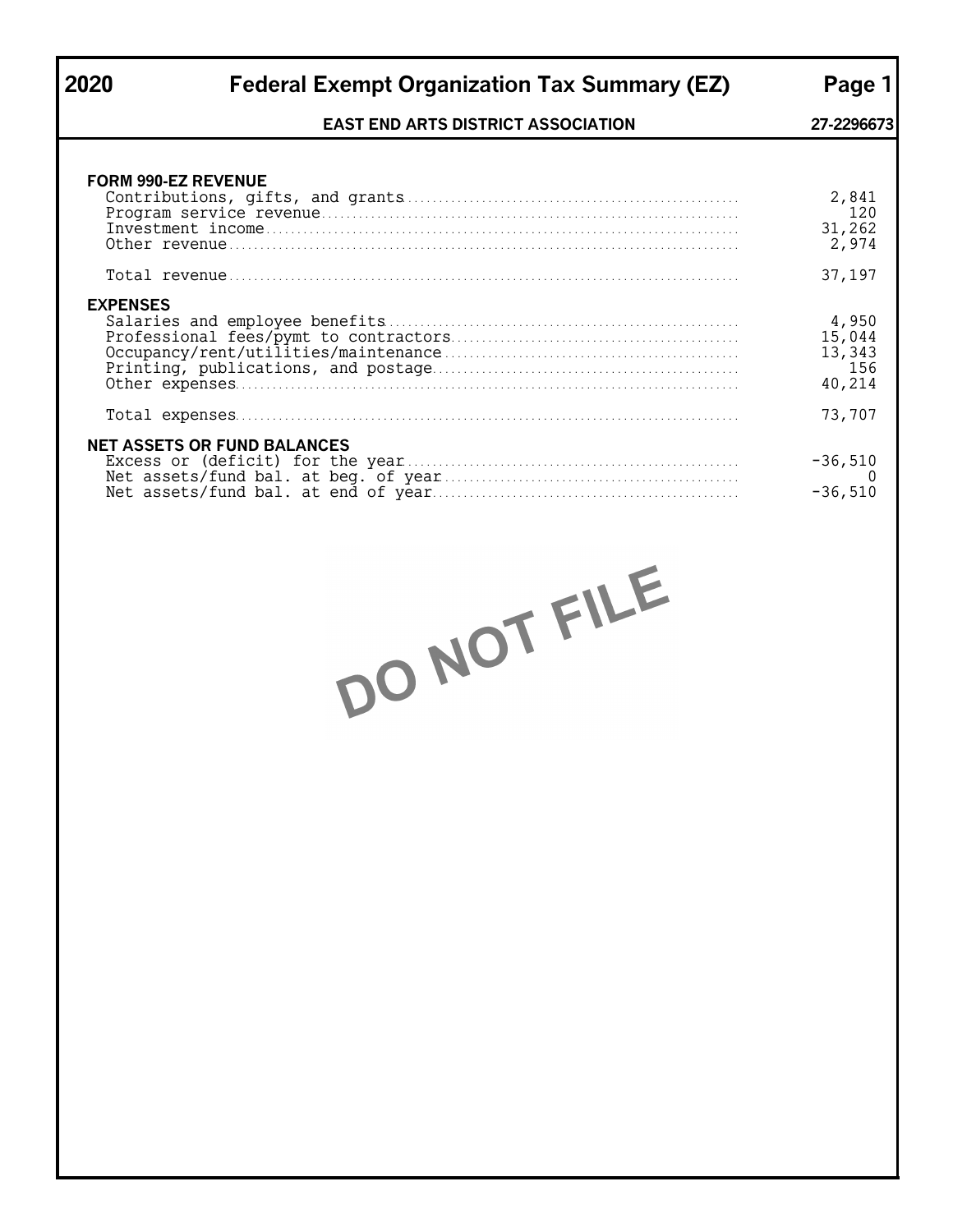# 2020 Federal Exempt Organization Tax Summary (EZ) Page 1

**EAST END ARTS DISTRICT ASSOCIATION** **27-2296673**

### FORM 990-EZ REVENUE

| | |
|---|---|
| Contributions, gifts, and grants | 2,841 |
| Program service revenue | 120 |
| Investment income | 31,262 |
| Other revenue | 2,974 |
| Total revenue | 37,197 |

### EXPENSES

| | |
|---|---|
| Salaries and employee benefits | 4,950 |
| Professional fees/pymt to contractors | 15,044 |
| Occupancy/rent/utilities/maintenance | 13,343 |
| Printing, publications, and postage | 156 |
| Other expenses | 40,214 |
| Total expenses | 73,707 |

### NET ASSETS OR FUND BALANCES

| | |
|---|---|
| Excess or (deficit) for the year | -36,510 |
| Net assets/fund bal. at beg. of year | 0 |
| Net assets/fund bal. at end of year | -36,510 |

DO NOT FILE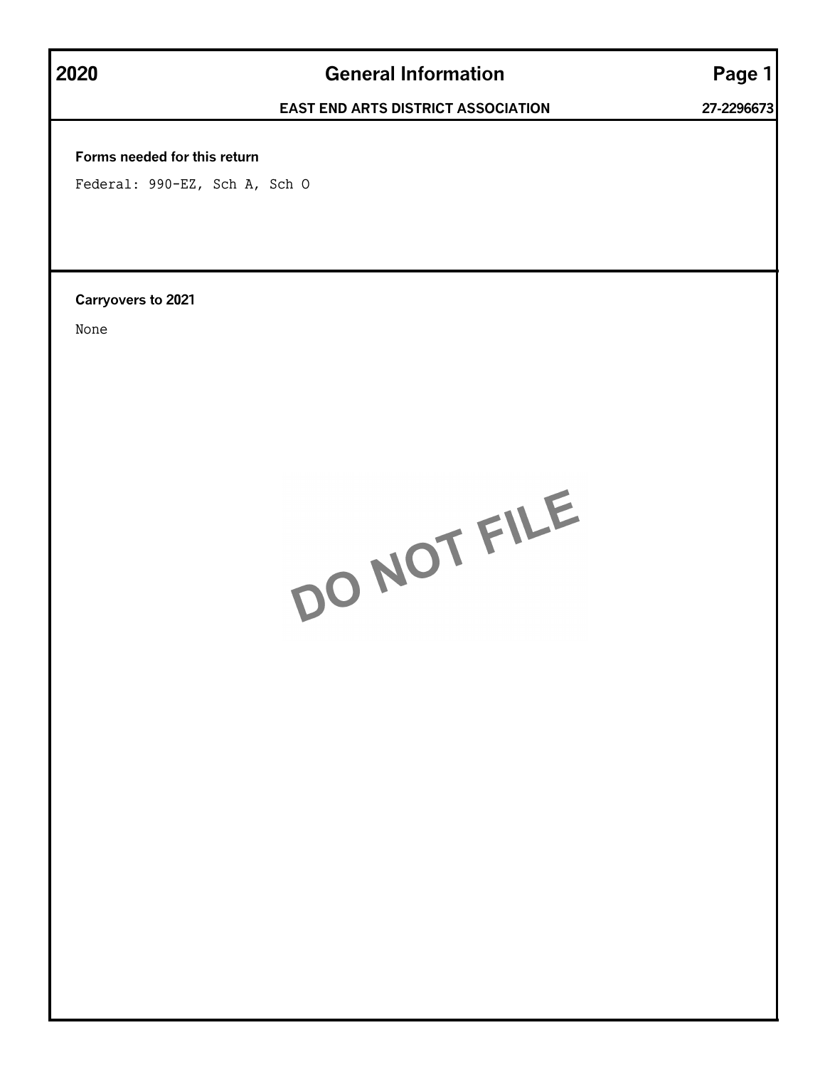# 2020 General Information

**EAST END ARTS DISTRICT ASSOCIATION** 27-2296673

**Forms needed for this return**

Federal: 990-EZ, Sch A, Sch O

**Carryovers to 2021**

None

DO NOT FILE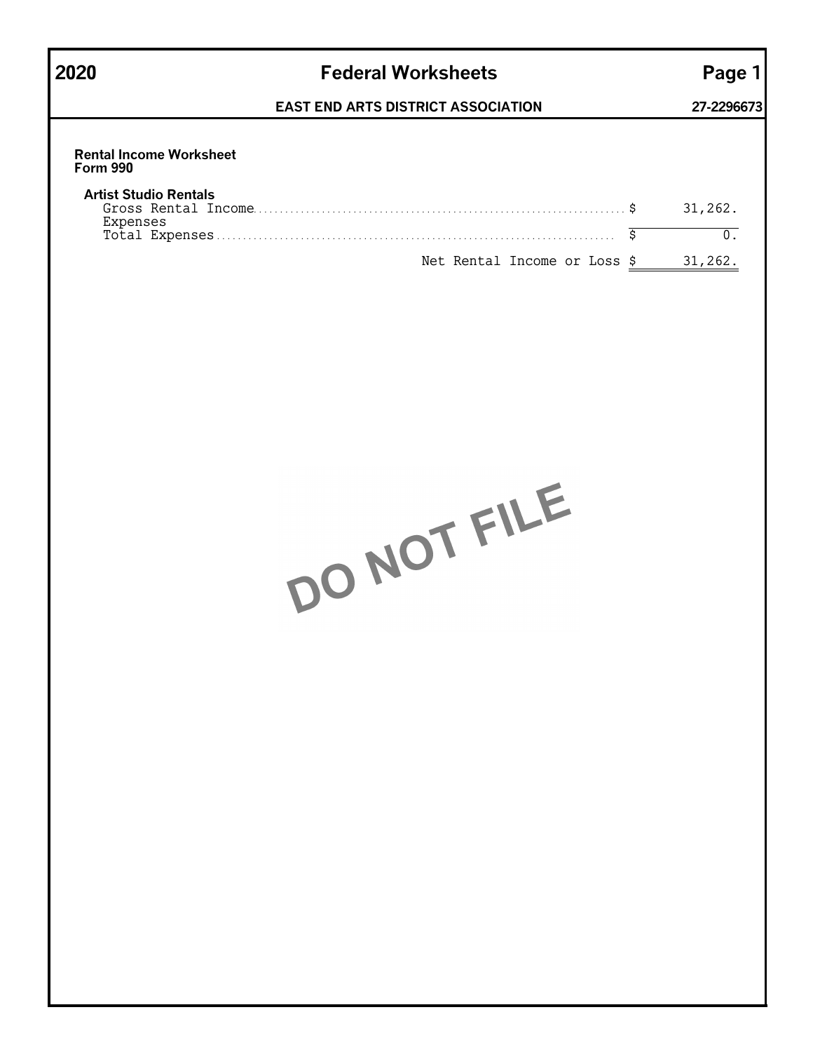# 2020 Federal Worksheets

**EAST END ARTS DISTRICT ASSOCIATION** — **27-2296673**

### Rental Income Worksheet
**Form 990**

**Artist Studio Rentals**

| | | |
|---|---|---|
| Gross Rental Income | $ | 31,262. |
| Expenses | | |
| Total Expenses | $ | 0. |
| Net Rental Income or Loss | $ | 31,262. |

DO NOT FILE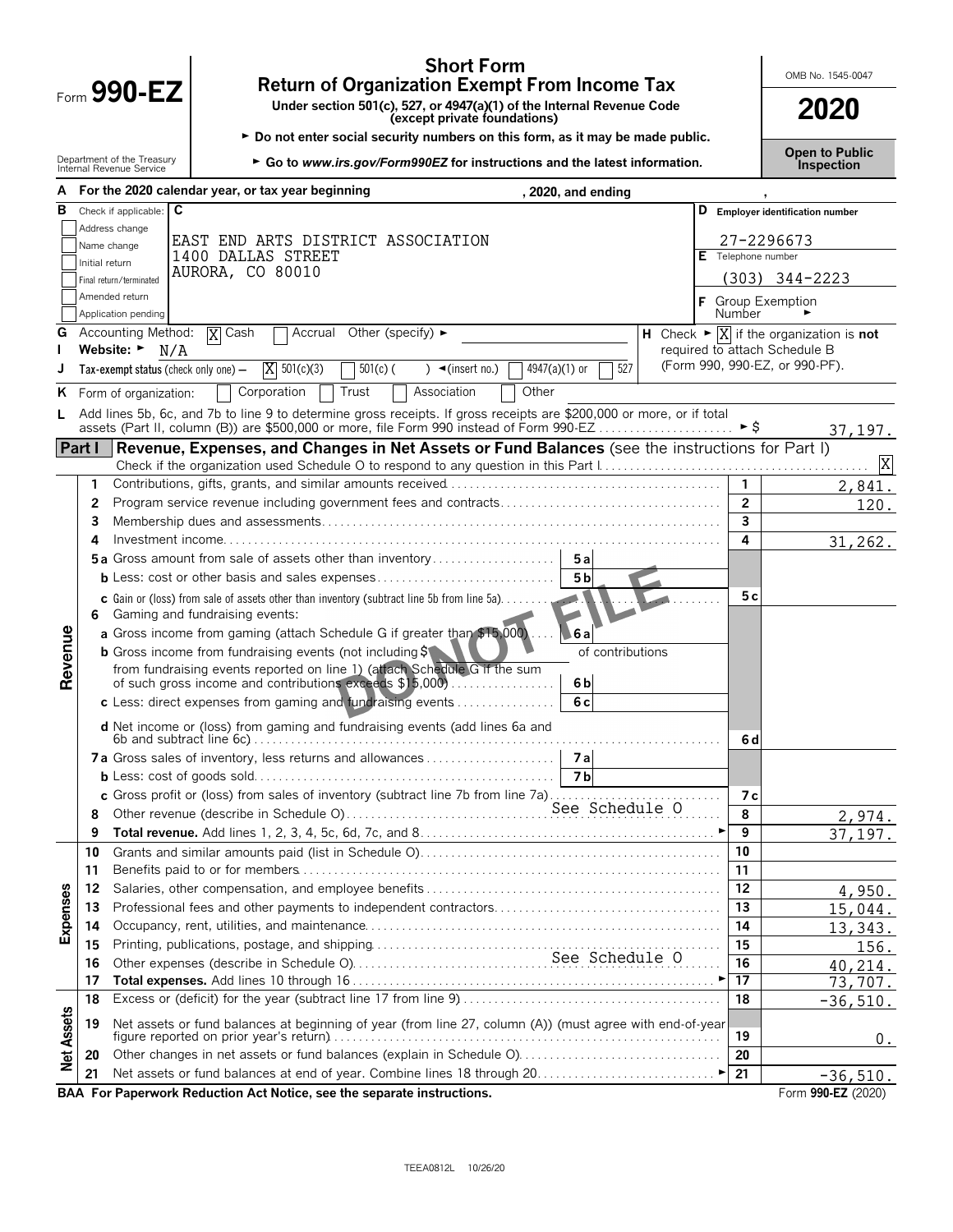# Form 990-EZ

## Short Form
## Return of Organization Exempt From Income Tax

**Under section 501(c), 527, or 4947(a)(1) of the Internal Revenue Code (except private foundations)**

► Do not enter social security numbers on this form, as it may be made public.

► Go to *www.irs.gov/Form990EZ* for instructions and the latest information.

Department of the Treasury Internal Revenue Service

OMB No. 1545-0047

**2020**

**Open to Public Inspection**

**A** For the 2020 calendar year, or tax year beginning , 2020, and ending ,

**B** Check if applicable:
- [ ] Address change
- [ ] Name change
- [ ] Initial return
- [ ] Final return/terminated
- [ ] Amended return
- [ ] Application pending

**C**
EAST END ARTS DISTRICT ASSOCIATION
1400 DALLAS STREET
AURORA, CO 80010

**D** Employer identification number: 27-2296673

**E** Telephone number: (303) 344-2223

**F** Group Exemption Number ►

**G** Accounting Method: [X] Cash [ ] Accrual Other (specify) ►

**H** Check ► [X] if the organization is **not** required to attach Schedule B (Form 990, 990-EZ, or 990-PF).

**I** Website: ► N/A

**J** Tax-exempt status (check only one) — [X] 501(c)(3) [ ] 501(c) ( ) ◄(insert no.) [ ] 4947(a)(1) or [ ] 527

**K** Form of organization: [ ] Corporation [ ] Trust [ ] Association [ ] Other

**L** Add lines 5b, 6c, and 7b to line 9 to determine gross receipts. If gross receipts are $200,000 or more, or if total assets (Part II, column (B)) are $500,000 or more, file Form 990 instead of Form 990-EZ ► $ 37,197.

**Part I Revenue, Expenses, and Changes in Net Assets or Fund Balances** (see the instructions for Part I)

Check if the organization used Schedule O to respond to any question in this Part I [X]

DO NOT FILE

| Section | Line | Description | Sub-line | Sub-amount | Line | Amount |
|---|---|---|---|---|---|---|
| Revenue | 1 | Contributions, gifts, grants, and similar amounts received | | | 1 | 2,841. |
| | 2 | Program service revenue including government fees and contracts | | | 2 | 120. |
| | 3 | Membership dues and assessments | | | 3 | |
| | 4 | Investment income | | | 4 | 31,262. |
| | 5a | Gross amount from sale of assets other than inventory | 5a | | | |
| | b | Less: cost or other basis and sales expenses | 5b | | | |
| | c | Gain or (loss) from sale of assets other than inventory (subtract line 5b from line 5a) | | | 5c | |
| | 6 | Gaming and fundraising events: | | | | |
| | a | Gross income from gaming (attach Schedule G if greater than $15,000) | 6a | | | |
| | b | Gross income from fundraising events (not including $ of contributions from fundraising events reported on line 1) (attach Schedule G if the sum of such gross income and contributions exceeds $15,000) | 6b | | | |
| | c | Less: direct expenses from gaming and fundraising events | 6c | | | |
| | d | Net income or (loss) from gaming and fundraising events (add lines 6a and 6b and subtract line 6c) | | | 6d | |
| | 7a | Gross sales of inventory, less returns and allowances | 7a | | | |
| | b | Less: cost of goods sold | 7b | | | |
| | c | Gross profit or (loss) from sales of inventory (subtract line 7b from line 7a) | | | 7c | |
| | 8 | Other revenue (describe in Schedule O) See Schedule O | | | 8 | 2,974. |
| | 9 | **Total revenue.** Add lines 1, 2, 3, 4, 5c, 6d, 7c, and 8 ► | | | 9 | 37,197. |
| Expenses | 10 | Grants and similar amounts paid (list in Schedule O) | | | 10 | |
| | 11 | Benefits paid to or for members | | | 11 | |
| | 12 | Salaries, other compensation, and employee benefits | | | 12 | 4,950. |
| | 13 | Professional fees and other payments to independent contractors | | | 13 | 15,044. |
| | 14 | Occupancy, rent, utilities, and maintenance | | | 14 | 13,343. |
| | 15 | Printing, publications, postage, and shipping | | | 15 | 156. |
| | 16 | Other expenses (describe in Schedule O) See Schedule O | | | 16 | 40,214. |
| | 17 | **Total expenses.** Add lines 10 through 16 ► | | | 17 | 73,707. |
| Net Assets | 18 | Excess or (deficit) for the year (subtract line 17 from line 9) | | | 18 | -36,510. |
| | 19 | Net assets or fund balances at beginning of year (from line 27, column (A)) (must agree with end-of-year figure reported on prior year's return) | | | 19 | 0. |
| | 20 | Other changes in net assets or fund balances (explain in Schedule O) | | | 20 | |
| | 21 | Net assets or fund balances at end of year. Combine lines 18 through 20 ► | | | 21 | -36,510. |

**BAA For Paperwork Reduction Act Notice, see the separate instructions.** Form **990-EZ** (2020)

TEEA0812L 10/26/20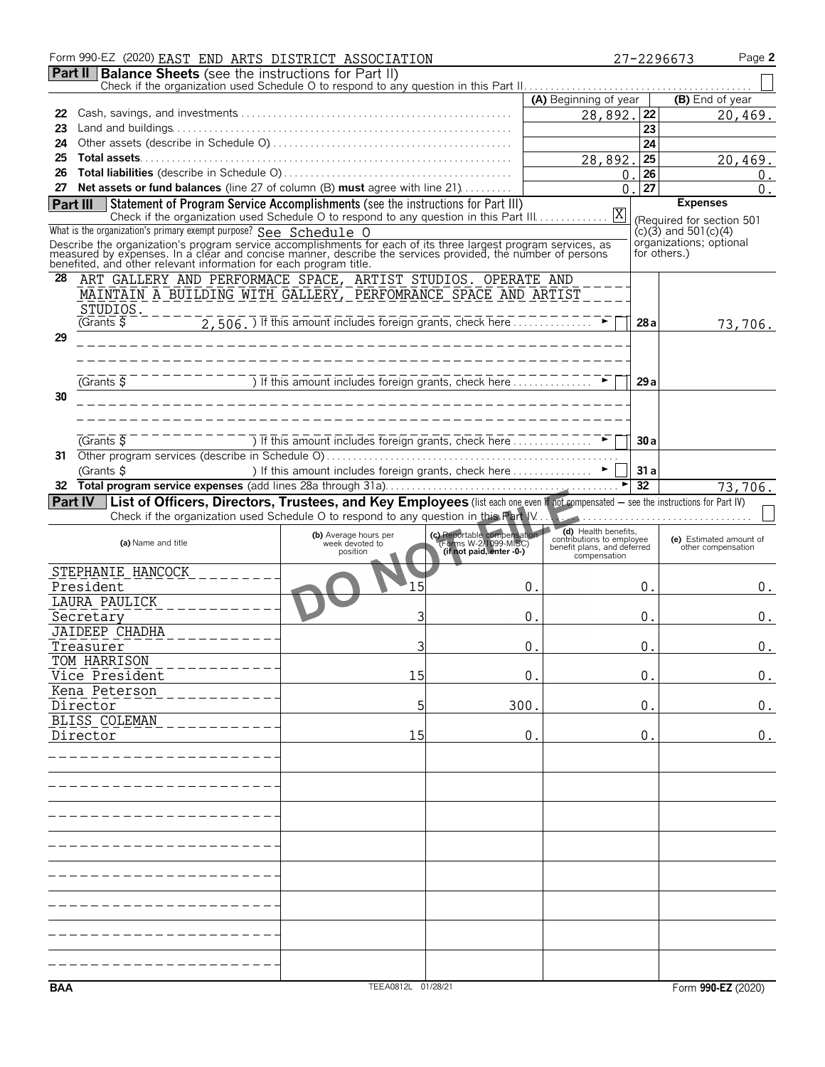Form 990-EZ (2020) EAST END ARTS DISTRICT ASSOCIATION 27-2296673 Page **2**

## Part II Balance Sheets (see the instructions for Part II)

Check if the organization used Schedule O to respond to any question in this Part II . . . . . . . . . ☐

| | | (A) Beginning of year | | (B) End of year |
|---|---|---|---|---|
| 22 | Cash, savings, and investments | 28,892. | 22 | 20,469. |
| 23 | Land and buildings | | 23 | |
| 24 | Other assets (describe in Schedule O) | | 24 | |
| 25 | **Total assets** | 28,892. | 25 | 20,469. |
| 26 | **Total liabilities** (describe in Schedule O) | 0. | 26 | 0. |
| 27 | **Net assets or fund balances** (line 27 of column (B) **must** agree with line 21) | 0. | 27 | 0. |

## Part III Statement of Program Service Accomplishments (see the instructions for Part III)

Check if the organization used Schedule O to respond to any question in this Part III . . . . . . . . . ☒

What is the organization's primary exempt purpose? See Schedule O

Describe the organization's program service accomplishments for each of its three largest program services, as measured by expenses. In a clear and concise manner, describe the services provided, the number of persons benefited, and other relevant information for each program title.

**Expenses** (Required for section 501(c)(3) and 501(c)(4) organizations; optional for others.)

| | | | |
|---|---|---|---|
| 28 | ART GALLERY AND PERFORMACE SPACE, ARTIST STUDIOS. OPERATE AND MAINTAIN A BUILDING WITH GALLERY, PERFOMRANCE SPACE AND ARTIST STUDIOS. (Grants $ 2,506. ) If this amount includes foreign grants, check here ☐ | 28a | 73,706. |
| 29 | (Grants $ ) If this amount includes foreign grants, check here ☐ | 29a | |
| 30 | (Grants $ ) If this amount includes foreign grants, check here ☐ | 30a | |
| 31 | Other program services (describe in Schedule O) (Grants $ ) If this amount includes foreign grants, check here ☐ | 31a | |
| 32 | **Total program service expenses** (add lines 28a through 31a) | 32 | 73,706. |

## Part IV List of Officers, Directors, Trustees, and Key Employees (list each one even if not compensated — see the instructions for Part IV)

Check if the organization used Schedule O to respond to any question in this Part IV . . . . . . . . . ☐

| (a) Name and title | (b) Average hours per week devoted to position | (c) Reportable compensation (Forms W-2/1099-MISC) (if not paid, enter -0-) | (d) Health benefits, contributions to employee benefit plans, and deferred compensation | (e) Estimated amount of other compensation |
|---|---|---|---|---|
| STEPHANIE HANCOCK<br>President | 15 | 0. | 0. | 0. |
| LAURA PAULICK<br>Secretary | 3 | 0. | 0. | 0. |
| JAIDEEP CHADHA<br>Treasurer | 3 | 0. | 0. | 0. |
| TOM HARRISON<br>Vice President | 15 | 0. | 0. | 0. |
| Kena Peterson<br>Director | 5 | 300. | 0. | 0. |
| BLISS COLEMAN<br>Director | 15 | 0. | 0. | 0. |

BAA TEEA0812L 01/28/21 Form **990-EZ** (2020)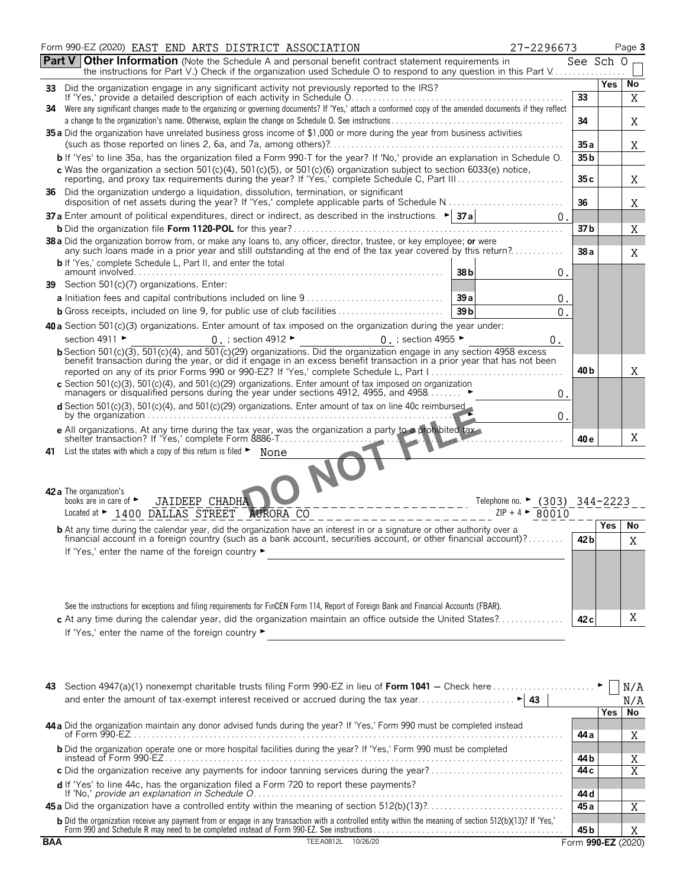Form 990-EZ (2020) EAST END ARTS DISTRICT ASSOCIATION 27-2296673 Page 3

## Part V Other Information

(Note the Schedule A and personal benefit contract statement requirements in the instructions for Part V.) Check if the organization used Schedule O to respond to any question in this Part V . . . . . . . . See Sch O

| | | | Yes | No |
|---|---|---|---|---|
| **33** | Did the organization engage in any significant activity not previously reported to the IRS? If 'Yes,' provide a detailed description of each activity in Schedule O | 33 | | X |
| **34** | Were any significant changes made to the organizing or governing documents? If 'Yes,' attach a conformed copy of the amended documents if they reflect a change to the organization's name. Otherwise, explain the change on Schedule O. See instructions | 34 | | X |
| **35a** | Did the organization have unrelated business gross income of $1,000 or more during the year from business activities (such as those reported on lines 2, 6a, and 7a, among others)? | 35a | | X |
| **b** | If 'Yes' to line 35a, has the organization filed a Form 990-T for the year? If 'No,' provide an explanation in Schedule O | 35b | | |
| **c** | Was the organization a section 501(c)(4), 501(c)(5), or 501(c)(6) organization subject to section 6033(e) notice, reporting, and proxy tax requirements during the year? If 'Yes,' complete Schedule C, Part III | 35c | | X |
| **36** | Did the organization undergo a liquidation, dissolution, termination, or significant disposition of net assets during the year? If 'Yes,' complete applicable parts of Schedule N | 36 | | X |
| **37a** | Enter amount of political expenditures, direct or indirect, as described in the instructions. 37a 0. | | | |
| **b** | Did the organization file **Form 1120-POL** for this year? | 37b | | X |
| **38a** | Did the organization borrow from, or make any loans to, any officer, director, trustee, or key employee; **or** were any such loans made in a prior year and still outstanding at the end of the tax year covered by this return? | 38a | | X |
| **b** | If 'Yes,' complete Schedule L, Part II, and enter the total amount involved 38b 0. | | | |
| **39** | Section 501(c)(7) organizations. Enter: | | | |
| **a** | Initiation fees and capital contributions included on line 9 39a 0. | | | |
| **b** | Gross receipts, included on line 9, for public use of club facilities 39b 0. | | | |
| **40a** | Section 501(c)(3) organizations. Enter amount of tax imposed on the organization during the year under: section 4911 ► 0. ; section 4912 ► 0. ; section 4955 ► 0. | | | |
| **b** | Section 501(c)(3), 501(c)(4), and 501(c)(29) organizations. Did the organization engage in any section 4958 excess benefit transaction during the year, or did it engage in an excess benefit transaction in a prior year that has not been reported on any of its prior Forms 990 or 990-EZ? If 'Yes,' complete Schedule L, Part I | 40b | | X |
| **c** | Section 501(c)(3), 501(c)(4), and 501(c)(29) organizations. Enter amount of tax imposed on organization managers or disqualified persons during the year under sections 4912, 4955, and 4958 ► 0. | | | |
| **d** | Section 501(c)(3), 501(c)(4), and 501(c)(29) organizations. Enter amount of tax on line 40c reimbursed by the organization ► 0. | | | |
| **e** | All organizations. At any time during the tax year, was the organization a party to a prohibited tax shelter transaction? If 'Yes,' complete Form 8886-T | 40e | | X |

**41** List the states with which a copy of this return is filed ► None

DO NOT FILE

**42a** The organization's books are in care of ► JAIDEEP CHADHA Telephone no. ► (303) 344-2223
Located at ► 1400 DALLAS STREET AURORA CO ZIP + 4 ► 80010

| | | | Yes | No |
|---|---|---|---|---|
| **b** | At any time during the calendar year, did the organization have an interest in or a signature or other authority over a financial account in a foreign country (such as a bank account, securities account, or other financial account)? If 'Yes,' enter the name of the foreign country ► See the instructions for exceptions and filing requirements for FinCEN Form 114, Report of Foreign Bank and Financial Accounts (FBAR). | 42b | | X |
| **c** | At any time during the calendar year, did the organization maintain an office outside the United States? If 'Yes,' enter the name of the foreign country ► | 42c | | X |

**43** Section 4947(a)(1) nonexempt charitable trusts filing Form 990-EZ in lieu of **Form 1041** — Check here ► N/A
and enter the amount of tax-exempt interest received or accrued during the tax year ► 43 N/A

| | | | Yes | No |
|---|---|---|---|---|
| **44a** | Did the organization maintain any donor advised funds during the year? If 'Yes,' Form 990 must be completed instead of Form 990-EZ | 44a | | X |
| **b** | Did the organization operate one or more hospital facilities during the year? If 'Yes,' Form 990 must be completed instead of Form 990-EZ | 44b | | X |
| **c** | Did the organization receive any payments for indoor tanning services during the year? | 44c | | X |
| **d** | If 'Yes' to line 44c, has the organization filed a Form 720 to report these payments? If 'No,' *provide an explanation in Schedule O* | 44d | | |
| **45a** | Did the organization have a controlled entity within the meaning of section 512(b)(13)? | 45a | | X |
| **b** | Did the organization receive any payment from or engage in any transaction with a controlled entity within the meaning of section 512(b)(13)? If 'Yes,' Form 990 and Schedule R may need to be completed instead of Form 990-EZ. See instructions | 45b | | X |

BAA TEEA0812L 10/26/20 Form **990-EZ** (2020)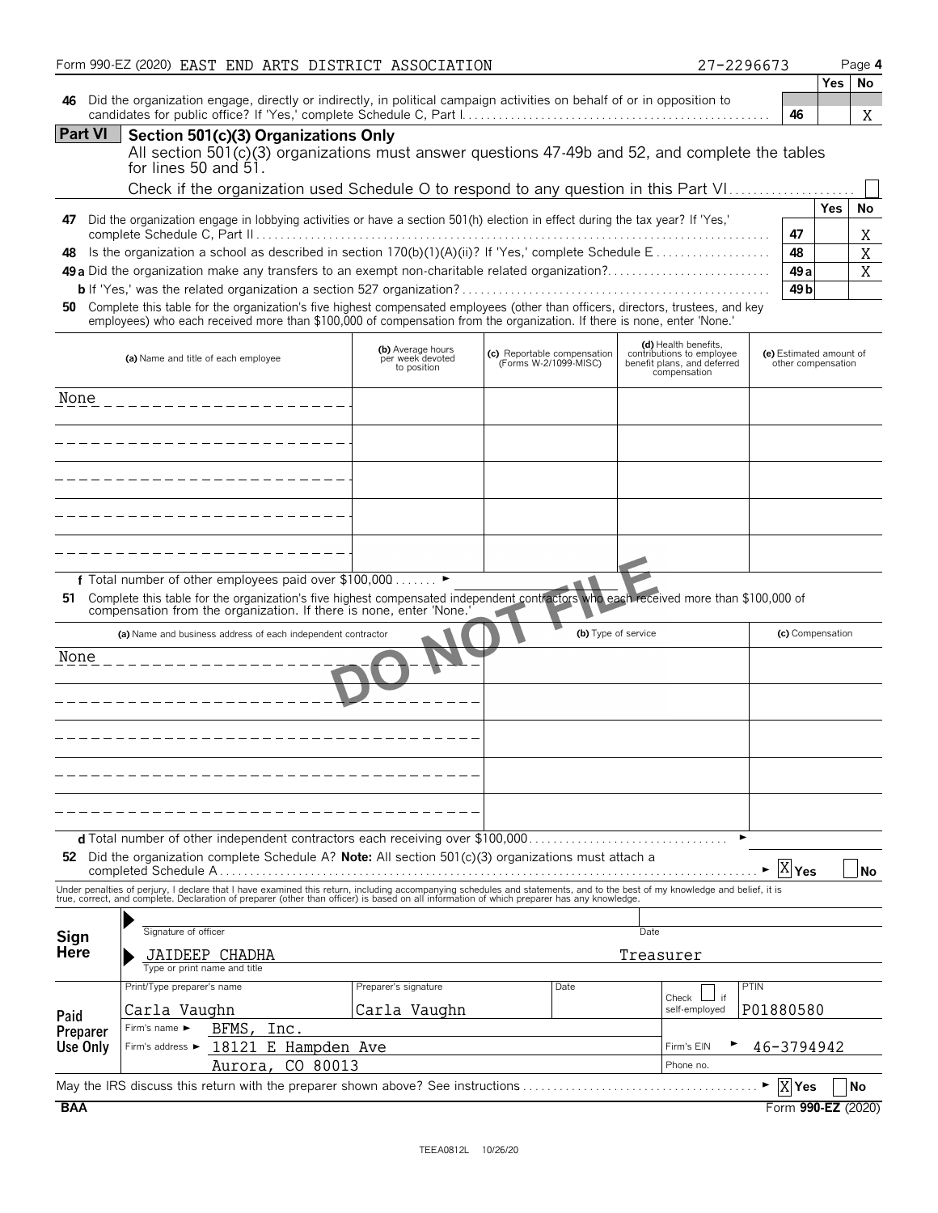Form 990-EZ (2020) EAST END ARTS DISTRICT ASSOCIATION 27-2296673 Page 4

| | | | Yes | No |
|---|---|---|---|---|
| **46** | Did the organization engage, directly or indirectly, in political campaign activities on behalf of or in opposition to candidates for public office? If 'Yes,' complete Schedule C, Part I | 46 | | X |

## Part VI Section 501(c)(3) Organizations Only

All section 501(c)(3) organizations must answer questions 47-49b and 52, and complete the tables for lines 50 and 51.

Check if the organization used Schedule O to respond to any question in this Part VI ☐

| | | | Yes | No |
|---|---|---|---|---|
| **47** | Did the organization engage in lobbying activities or have a section 501(h) election in effect during the tax year? If 'Yes,' complete Schedule C, Part II | 47 | | X |
| **48** | Is the organization a school as described in section 170(b)(1)(A)(ii)? If 'Yes,' complete Schedule E | 48 | | X |
| **49a** | Did the organization make any transfers to an exempt non-charitable related organization? | 49a | | X |
| **b** | If 'Yes,' was the related organization a section 527 organization? | 49b | | |

**50** Complete this table for the organization's five highest compensated employees (other than officers, directors, trustees, and key employees) who each received more than $100,000 of compensation from the organization. If there is none, enter 'None.'

| (a) Name and title of each employee | (b) Average hours per week devoted to position | (c) Reportable compensation (Forms W-2/1099-MISC) | (d) Health benefits, contributions to employee benefit plans, and deferred compensation | (e) Estimated amount of other compensation |
|---|---|---|---|---|
| None | | | | |
| | | | | |
| | | | | |
| | | | | |
| | | | | |

**f** Total number of other employees paid over $100,000 ►

**51** Complete this table for the organization's five highest compensated independent contractors who each received more than $100,000 of compensation from the organization. If there is none, enter 'None.'

| (a) Name and business address of each independent contractor | (b) Type of service | (c) Compensation |
|---|---|---|
| None | | |
| | | |
| | | |
| | | |
| | | |

**d** Total number of other independent contractors each receiving over $100,000 ►

**52** Did the organization complete Schedule A? **Note:** All section 501(c)(3) organizations must attach a completed Schedule A ► ☒ Yes ☐ No

Under penalties of perjury, I declare that I have examined this return, including accompanying schedules and statements, and to the best of my knowledge and belief, it is true, correct, and complete. Declaration of preparer (other than officer) is based on all information of which preparer has any knowledge.

**Sign Here**

Signature of officer | Date

JAIDEEP CHADHA Treasurer
Type or print name and title

**Paid Preparer Use Only**

| Print/Type preparer's name | Preparer's signature | Date | Check ☐ if self-employed | PTIN |
|---|---|---|---|---|
| Carla Vaughn | Carla Vaughn | | | P01880580 |
| Firm's name ► BFMS, Inc. | | | | |
| Firm's address ► 18121 E Hampden Ave, Aurora, CO 80013 | | | Firm's EIN ► | 46-3794942 |
| | | | Phone no. | |

May the IRS discuss this return with the preparer shown above? See instructions ► ☒ Yes ☐ No

BAA Form **990-EZ** (2020)

TEEA0812L 10/26/20

DO NOT FILE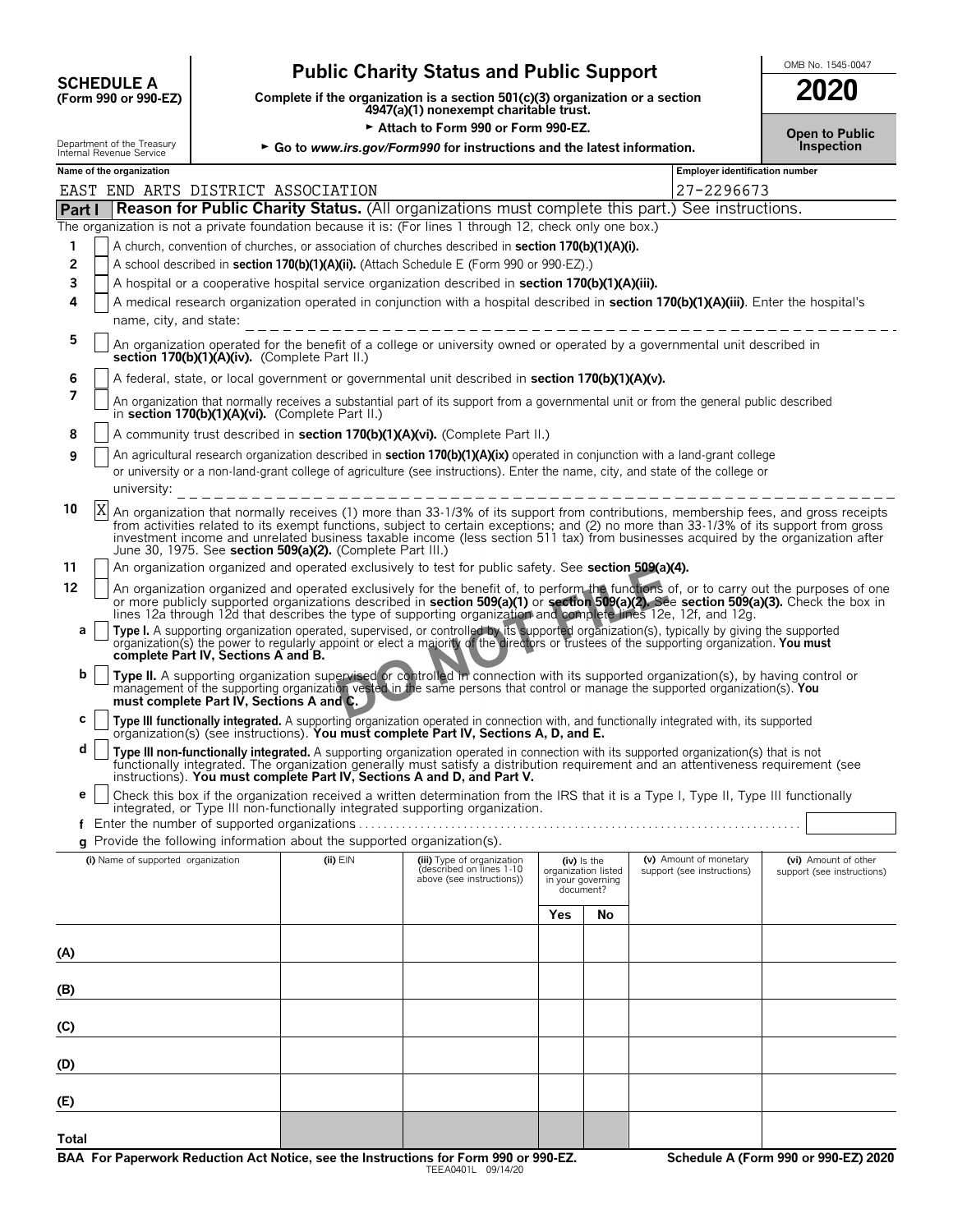**SCHEDULE A**
**(Form 990 or 990-EZ)**

Department of the Treasury
Internal Revenue Service

# Public Charity Status and Public Support

**Complete if the organization is a section 501(c)(3) organization or a section 4947(a)(1) nonexempt charitable trust.**

► Attach to Form 990 or Form 990-EZ.

► Go to *www.irs.gov/Form990* for instructions and the latest information.

OMB No. 1545-0047

**2020**

**Open to Public Inspection**

| Name of the organization | Employer identification number |
|---|---|
| EAST END ARTS DISTRICT ASSOCIATION | 27-2296673 |

## Part I — Reason for Public Charity Status. (All organizations must complete this part.) See instructions.

The organization is not a private foundation because it is: (For lines 1 through 12, check only one box.)

1. [ ] A church, convention of churches, or association of churches described in **section 170(b)(1)(A)(i).**
2. [ ] A school described in **section 170(b)(1)(A)(ii).** (Attach Schedule E (Form 990 or 990-EZ).)
3. [ ] A hospital or a cooperative hospital service organization described in **section 170(b)(1)(A)(iii).**
4. [ ] A medical research organization operated in conjunction with a hospital described in **section 170(b)(1)(A)(iii)**. Enter the hospital's name, city, and state:
5. [ ] An organization operated for the benefit of a college or university owned or operated by a governmental unit described in **section 170(b)(1)(A)(iv).** (Complete Part II.)
6. [ ] A federal, state, or local government or governmental unit described in **section 170(b)(1)(A)(v).**
7. [ ] An organization that normally receives a substantial part of its support from a governmental unit or from the general public described in **section 170(b)(1)(A)(vi).** (Complete Part II.)
8. [ ] A community trust described in **section 170(b)(1)(A)(vi).** (Complete Part II.)
9. [ ] An agricultural research organization described in **section 170(b)(1)(A)(ix)** operated in conjunction with a land-grant college or university or a non-land-grant college of agriculture (see instructions). Enter the name, city, and state of the college or university:
10. [X] An organization that normally receives (1) more than 33-1/3% of its support from contributions, membership fees, and gross receipts from activities related to its exempt functions, subject to certain exceptions; and (2) no more than 33-1/3% of its support from gross investment income and unrelated business taxable income (less section 511 tax) from businesses acquired by the organization after June 30, 1975. See **section 509(a)(2).** (Complete Part III.)
11. [ ] An organization organized and operated exclusively to test for public safety. See **section 509(a)(4).**
12. [ ] An organization organized and operated exclusively for the benefit of, to perform the functions of, or to carry out the purposes of one or more publicly supported organizations described in **section 509(a)(1)** or **section 509(a)(2).** See **section 509(a)(3).** Check the box in lines 12a through 12d that describes the type of supporting organization and complete lines 12e, 12f, and 12g.
   - **a** [ ] **Type I.** A supporting organization operated, supervised, or controlled by its supported organization(s), typically by giving the supported organization(s) the power to regularly appoint or elect a majority of the directors or trustees of the supporting organization. **You must complete Part IV, Sections A and B.**
   - **b** [ ] **Type II.** A supporting organization supervised or controlled in connection with its supported organization(s), by having control or management of the supporting organization vested in the same persons that control or manage the supported organization(s). **You must complete Part IV, Sections A and C.**
   - **c** [ ] **Type III functionally integrated.** A supporting organization operated in connection with, and functionally integrated with, its supported organization(s) (see instructions). **You must complete Part IV, Sections A, D, and E.**
   - **d** [ ] **Type III non-functionally integrated.** A supporting organization operated in connection with its supported organization(s) that is not functionally integrated. The organization generally must satisfy a distribution requirement and an attentiveness requirement (see instructions). **You must complete Part IV, Sections A and D, and Part V.**
   - **e** [ ] Check this box if the organization received a written determination from the IRS that it is a Type I, Type II, Type III functionally integrated, or Type III non-functionally integrated supporting organization.
   - **f** Enter the number of supported organizations
   - **g** Provide the following information about the supported organization(s).

| (i) Name of supported organization | (ii) EIN | (iii) Type of organization (described on lines 1-10 above (see instructions)) | (iv) Is the organization listed in your governing document? Yes | No | (v) Amount of monetary support (see instructions) | (vi) Amount of other support (see instructions) |
|---|---|---|---|---|---|---|
| (A) | | | | | | |
| (B) | | | | | | |
| (C) | | | | | | |
| (D) | | | | | | |
| (E) | | | | | | |
| Total | | | | | | |

DO NOT FILE

**BAA For Paperwork Reduction Act Notice, see the Instructions for Form 990 or 990-EZ.** TEEA0401L 09/14/20 **Schedule A (Form 990 or 990-EZ) 2020**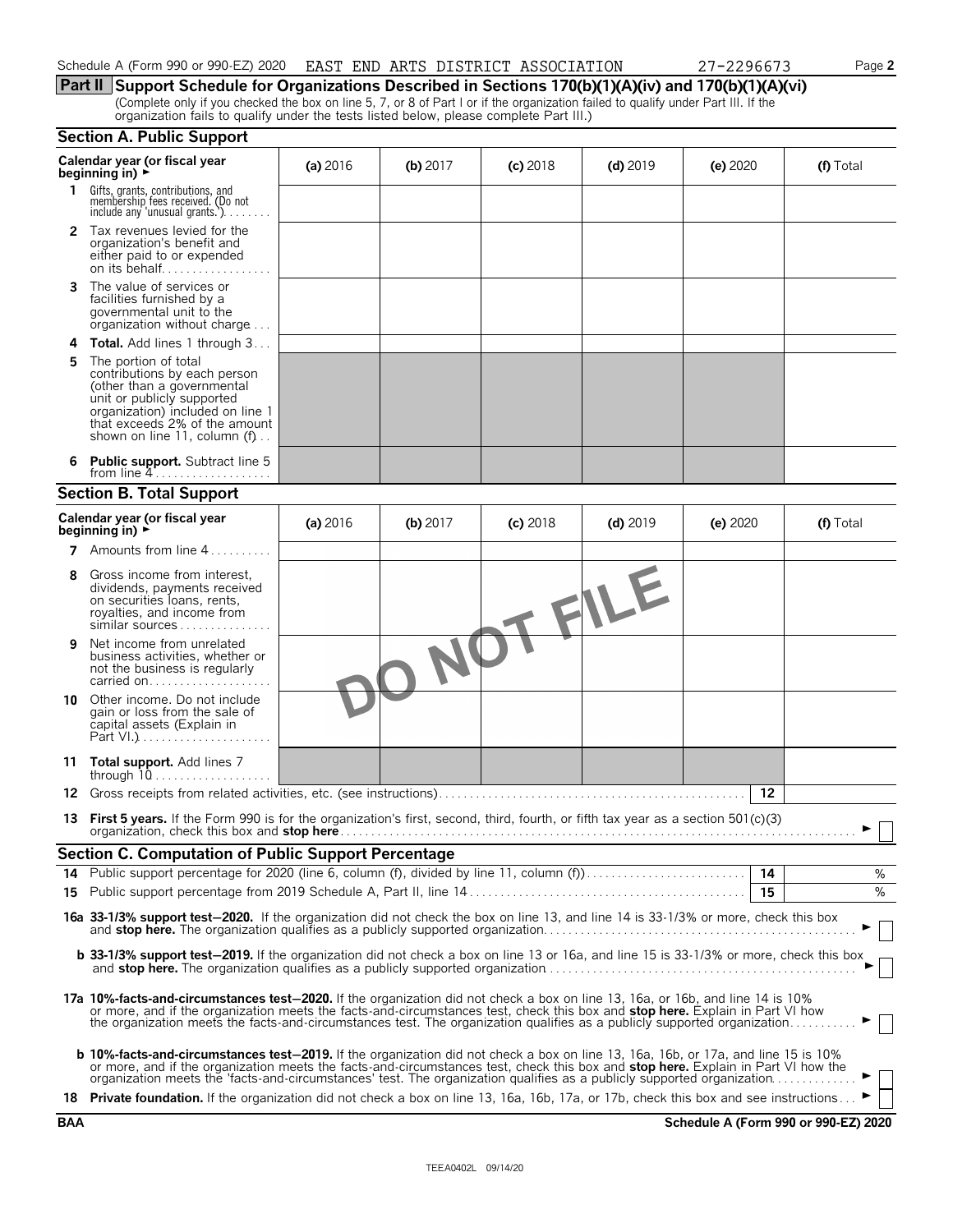Schedule A (Form 990 or 990-EZ) 2020 EAST END ARTS DISTRICT ASSOCIATION 27-2296673

## Part II Support Schedule for Organizations Described in Sections 170(b)(1)(A)(iv) and 170(b)(1)(A)(vi)

(Complete only if you checked the box on line 5, 7, or 8 of Part I or if the organization failed to qualify under Part III. If the organization fails to qualify under the tests listed below, please complete Part III.)

### Section A. Public Support

| Calendar year (or fiscal year beginning in) ► | (a) 2016 | (b) 2017 | (c) 2018 | (d) 2019 | (e) 2020 | (f) Total |
|---|---|---|---|---|---|---|
| 1 Gifts, grants, contributions, and membership fees received. (Do not include any 'unusual grants.') | | | | | | |
| 2 Tax revenues levied for the organization's benefit and either paid to or expended on its behalf | | | | | | |
| 3 The value of services or facilities furnished by a governmental unit to the organization without charge | | | | | | |
| 4 **Total.** Add lines 1 through 3 | | | | | | |
| 5 The portion of total contributions by each person (other than a governmental unit or publicly supported organization) included on line 1 that exceeds 2% of the amount shown on line 11, column (f) | | | | | | |
| 6 **Public support.** Subtract line 5 from line 4 | | | | | | |

### Section B. Total Support

| Calendar year (or fiscal year beginning in) ► | (a) 2016 | (b) 2017 | (c) 2018 | (d) 2019 | (e) 2020 | (f) Total |
|---|---|---|---|---|---|---|
| 7 Amounts from line 4 | | | | | | |
| 8 Gross income from interest, dividends, payments received on securities loans, rents, royalties, and income from similar sources | | | | | | |
| 9 Net income from unrelated business activities, whether or not the business is regularly carried on | | | | | | |
| 10 Other income. Do not include gain or loss from the sale of capital assets (Explain in Part VI.) | | | | | | |
| 11 **Total support.** Add lines 7 through 10 | | | | | | |

DO NOT FILE

**12** Gross receipts from related activities, etc. (see instructions) | 12 |

**13 First 5 years.** If the Form 990 is for the organization's first, second, third, fourth, or fifth tax year as a section 501(c)(3) organization, check this box and **stop here** ► ☐

### Section C. Computation of Public Support Percentage

**14** Public support percentage for 2020 (line 6, column (f), divided by line 11, column (f)) | 14 | %

**15** Public support percentage from 2019 Schedule A, Part II, line 14 | 15 | %

**16a 33-1/3% support test–2020.** If the organization did not check the box on line 13, and line 14 is 33-1/3% or more, check this box and **stop here.** The organization qualifies as a publicly supported organization ► ☐

**b 33-1/3% support test–2019.** If the organization did not check a box on line 13 or 16a, and line 15 is 33-1/3% or more, check this box and **stop here.** The organization qualifies as a publicly supported organization ► ☐

**17a 10%-facts-and-circumstances test–2020.** If the organization did not check a box on line 13, 16a, or 16b, and line 14 is 10% or more, and if the organization meets the facts-and-circumstances test, check this box and **stop here.** Explain in Part VI how the organization meets the facts-and-circumstances test. The organization qualifies as a publicly supported organization ► ☐

**b 10%-facts-and-circumstances test–2019.** If the organization did not check a box on line 13, 16a, 16b, or 17a, and line 15 is 10% or more, and if the organization meets the facts-and-circumstances test, check this box and **stop here.** Explain in Part VI how the organization meets the 'facts-and-circumstances' test. The organization qualifies as a publicly supported organization ► ☐

**18 Private foundation.** If the organization did not check a box on line 13, 16a, 16b, 17a, or 17b, check this box and see instructions ► ☐

**BAA** **Schedule A (Form 990 or 990-EZ) 2020**

TEEA0402L 09/14/20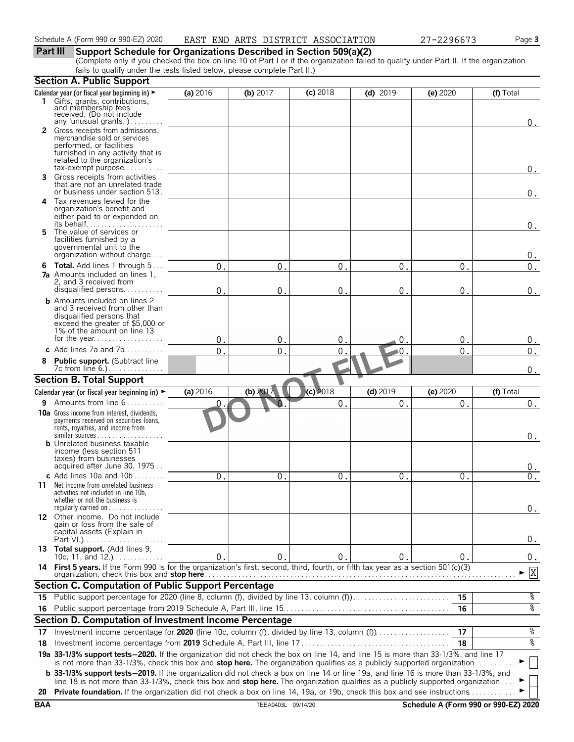Schedule A (Form 990 or 990-EZ) 2020 EAST END ARTS DISTRICT ASSOCIATION 27-2296673

## Part III Support Schedule for Organizations Described in Section 509(a)(2)

(Complete only if you checked the box on line 10 of Part I or if the organization failed to qualify under Part II. If the organization fails to qualify under the tests listed below, please complete Part II.)

### Section A. Public Support

| Calendar year (or fiscal year beginning in) ► | (a) 2016 | (b) 2017 | (c) 2018 | (d) 2019 | (e) 2020 | (f) Total |
|---|---|---|---|---|---|---|
| 1 Gifts, grants, contributions, and membership fees received. (Do not include any 'unusual grants.') | | | | | | 0. |
| 2 Gross receipts from admissions, merchandise sold or services performed, or facilities furnished in any activity that is related to the organization's tax-exempt purpose | | | | | | 0. |
| 3 Gross receipts from activities that are not an unrelated trade or business under section 513 | | | | | | 0. |
| 4 Tax revenues levied for the organization's benefit and either paid to or expended on its behalf | | | | | | 0. |
| 5 The value of services or facilities furnished by a governmental unit to the organization without charge | | | | | | 0. |
| 6 **Total.** Add lines 1 through 5 | 0. | 0. | 0. | 0. | 0. | 0. |
| 7a Amounts included on lines 1, 2, and 3 received from disqualified persons | 0. | 0. | 0. | 0. | 0. | 0. |
| b Amounts included on lines 2 and 3 received from other than disqualified persons that exceed the greater of $5,000 or 1% of the amount on line 13 for the year | 0. | 0. | 0. | 0. | 0. | 0. |
| c Add lines 7a and 7b | 0. | 0. | 0. | 0. | 0. | 0. |
| 8 **Public support.** (Subtract line 7c from line 6.) | | | | | | 0. |

### Section B. Total Support

| Calendar year (or fiscal year beginning in) ► | (a) 2016 | (b) 2017 | (c) 2018 | (d) 2019 | (e) 2020 | (f) Total |
|---|---|---|---|---|---|---|
| 9 Amounts from line 6 | 0. | 0. | 0. | 0. | 0. | 0. |
| 10a Gross income from interest, dividends, payments received on securities loans, rents, royalties, and income from similar sources | | | | | | 0. |
| b Unrelated business taxable income (less section 511 taxes) from businesses acquired after June 30, 1975 | | | | | | 0. |
| c Add lines 10a and 10b | 0. | 0. | 0. | 0. | 0. | 0. |
| 11 Net income from unrelated business activities not included in line 10b, whether or not the business is regularly carried on | | | | | | 0. |
| 12 Other income. Do not include gain or loss from the sale of capital assets (Explain in Part VI.) | | | | | | 0. |
| 13 **Total support.** (Add lines 9, 10c, 11, and 12.) | 0. | 0. | 0. | 0. | 0. | 0. |

14 **First 5 years.** If the Form 990 is for the organization's first, second, third, fourth, or fifth tax year as a section 501(c)(3) organization, check this box and **stop here** ► [X]

### Section C. Computation of Public Support Percentage

| | | | |
|---|---|---|---|
| 15 | Public support percentage for 2020 (line 8, column (f), divided by line 13, column (f)) | 15 | % |
| 16 | Public support percentage from 2019 Schedule A, Part III, line 15 | 16 | % |

### Section D. Computation of Investment Income Percentage

| | | | |
|---|---|---|---|
| 17 | Investment income percentage for **2020** (line 10c, column (f), divided by line 13, column (f)) | 17 | % |
| 18 | Investment income percentage from **2019** Schedule A, Part III, line 17 | 18 | % |

19a **33-1/3% support tests—2020.** If the organization did not check the box on line 14, and line 15 is more than 33-1/3%, and line 17 is not more than 33-1/3%, check this box and **stop here.** The organization qualifies as a publicly supported organization ► [ ]

b **33-1/3% support tests—2019.** If the organization did not check a box on line 14 or line 19a, and line 16 is more than 33-1/3%, and line 18 is not more than 33-1/3%, check this box and **stop here.** The organization qualifies as a publicly supported organization ► [ ]

20 **Private foundation.** If the organization did not check a box on line 14, 19a, or 19b, check this box and see instructions ► [ ]

BAA TEEA0403L 09/14/20 Schedule A (Form 990 or 990-EZ) 2020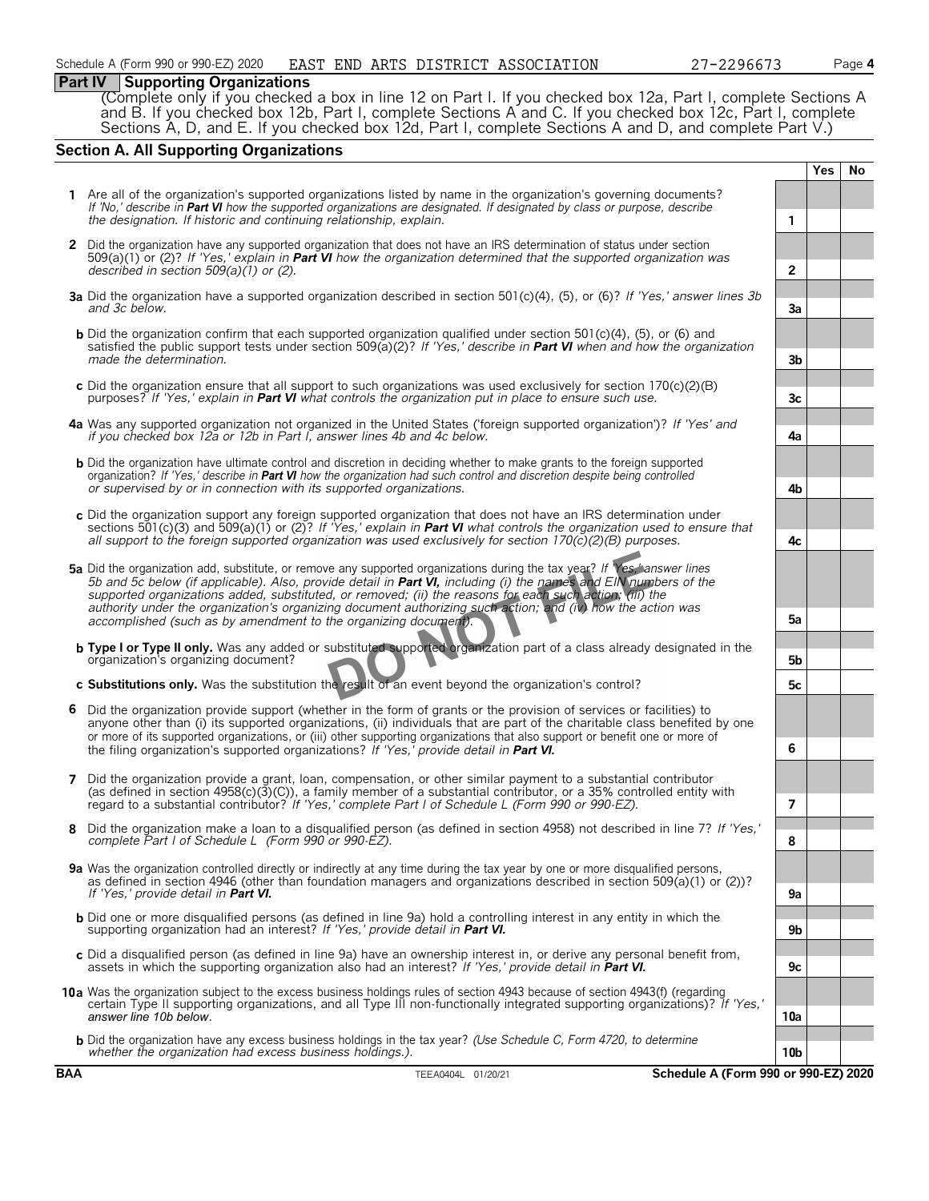Schedule A (Form 990 or 990-EZ) 2020 EAST END ARTS DISTRICT ASSOCIATION 27-2296673

## Part IV Supporting Organizations

(Complete only if you checked a box in line 12 on Part I. If you checked box 12a, Part I, complete Sections A and B. If you checked box 12b, Part I, complete Sections A and C. If you checked box 12c, Part I, complete Sections A, D, and E. If you checked box 12d, Part I, complete Sections A and D, and complete Part V.)

### Section A. All Supporting Organizations

| | | | Yes | No |
|---|---|---|---|---|
| **1** | Are all of the organization's supported organizations listed by name in the organization's governing documents? *If 'No,' describe in **Part VI** how the supported organizations are designated. If designated by class or purpose, describe the designation. If historic and continuing relationship, explain.* | 1 | | |
| **2** | Did the organization have any supported organization that does not have an IRS determination of status under section 509(a)(1) or (2)? *If 'Yes,' explain in **Part VI** how the organization determined that the supported organization was described in section 509(a)(1) or (2).* | 2 | | |
| **3a** | Did the organization have a supported organization described in section 501(c)(4), (5), or (6)? *If 'Yes,' answer lines 3b and 3c below.* | 3a | | |
| **b** | Did the organization confirm that each supported organization qualified under section 501(c)(4), (5), or (6) and satisfied the public support tests under section 509(a)(2)? *If 'Yes,' describe in **Part VI** when and how the organization made the determination.* | 3b | | |
| **c** | Did the organization ensure that all support to such organizations was used exclusively for section 170(c)(2)(B) purposes? *If 'Yes,' explain in **Part VI** what controls the organization put in place to ensure such use.* | 3c | | |
| **4a** | Was any supported organization not organized in the United States ('foreign supported organization')? *If 'Yes' and if you checked box 12a or 12b in Part I, answer lines 4b and 4c below.* | 4a | | |
| **b** | Did the organization have ultimate control and discretion in deciding whether to make grants to the foreign supported organization? *If 'Yes,' describe in **Part VI** how the organization had such control and discretion despite being controlled or supervised by or in connection with its supported organizations.* | 4b | | |
| **c** | Did the organization support any foreign supported organization that does not have an IRS determination under sections 501(c)(3) and 509(a)(1) or (2)? *If 'Yes,' explain in **Part VI** what controls the organization used to ensure that all support to the foreign supported organization was used exclusively for section 170(c)(2)(B) purposes.* | 4c | | |
| **5a** | Did the organization add, substitute, or remove any supported organizations during the tax year? *If 'Yes,' answer lines 5b and 5c below (if applicable). Also, provide detail in **Part VI,** including (i) the names and EIN numbers of the supported organizations added, substituted, or removed; (ii) the reasons for each such action; (iii) the authority under the organization's organizing document authorizing such action; and (iv) how the action was accomplished (such as by amendment to the organizing document).* | 5a | | |
| **b** | **Type I or Type II only.** Was any added or substituted supported organization part of a class already designated in the organization's organizing document? | 5b | | |
| **c** | **Substitutions only.** Was the substitution the result of an event beyond the organization's control? | 5c | | |
| **6** | Did the organization provide support (whether in the form of grants or the provision of services or facilities) to anyone other than (i) its supported organizations, (ii) individuals that are part of the charitable class benefited by one or more of its supported organizations, or (iii) other supporting organizations that also support or benefit one or more of the filing organization's supported organizations? *If 'Yes,' provide detail in **Part VI.*** | 6 | | |
| **7** | Did the organization provide a grant, loan, compensation, or other similar payment to a substantial contributor (as defined in section 4958(c)(3)(C)), a family member of a substantial contributor, or a 35% controlled entity with regard to a substantial contributor? *If 'Yes,' complete Part I of Schedule L (Form 990 or 990-EZ).* | 7 | | |
| **8** | Did the organization make a loan to a disqualified person (as defined in section 4958) not described in line 7? *If 'Yes,' complete Part I of Schedule L (Form 990 or 990-EZ).* | 8 | | |
| **9a** | Was the organization controlled directly or indirectly at any time during the tax year by one or more disqualified persons, as defined in section 4946 (other than foundation managers and organizations described in section 509(a)(1) or (2))? *If 'Yes,' provide detail in **Part VI.*** | 9a | | |
| **b** | Did one or more disqualified persons (as defined in line 9a) hold a controlling interest in any entity in which the supporting organization had an interest? *If 'Yes,' provide detail in **Part VI.*** | 9b | | |
| **c** | Did a disqualified person (as defined in line 9a) have an ownership interest in, or derive any personal benefit from, assets in which the supporting organization also had an interest? *If 'Yes,' provide detail in **Part VI.*** | 9c | | |
| **10a** | Was the organization subject to the excess business holdings rules of section 4943 because of section 4943(f) (regarding certain Type II supporting organizations, and all Type III non-functionally integrated supporting organizations)? *If 'Yes,' answer line 10b below.* | 10a | | |
| **b** | Did the organization have any excess business holdings in the tax year? *(Use Schedule C, Form 4720, to determine whether the organization had excess business holdings.).* | 10b | | |

DO NOT FILE

BAA TEEA0404L 01/20/21 Schedule A (Form 990 or 990-EZ) 2020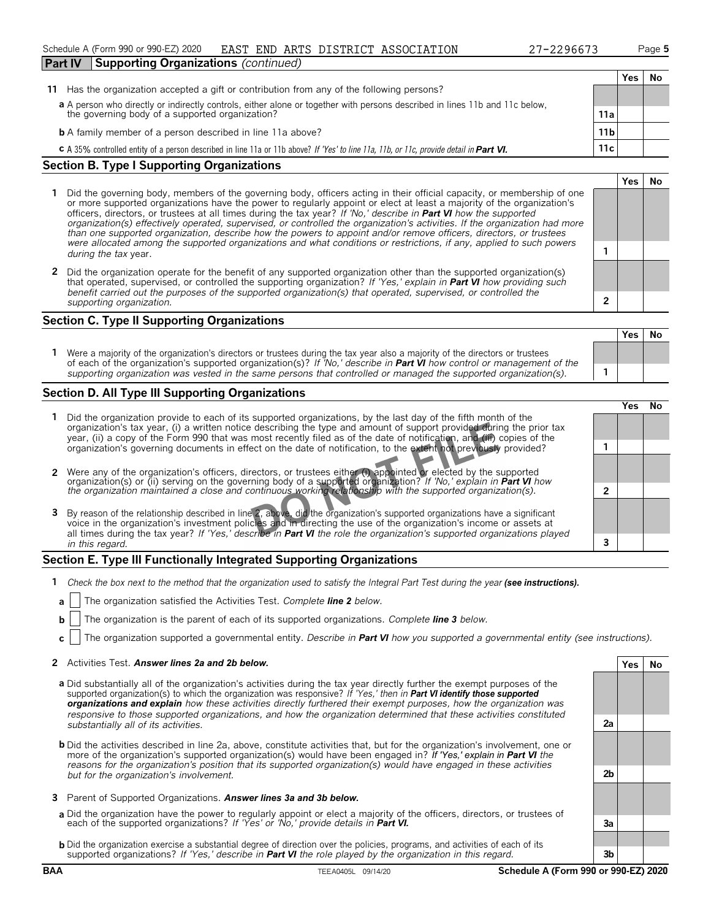Schedule A (Form 990 or 990-EZ) 2020 EAST END ARTS DISTRICT ASSOCIATION 27-2296673

## Part IV Supporting Organizations *(continued)*

| | | | Yes | No |
|---|---|---|---|---|
| **11** | Has the organization accepted a gift or contribution from any of the following persons? | | | |
| | **a** A person who directly or indirectly controls, either alone or together with persons described in lines 11b and 11c below, the governing body of a supported organization? | 11a | | |
| | **b** A family member of a person described in line 11a above? | 11b | | |
| | **c** A 35% controlled entity of a person described in line 11a or 11b above? *If 'Yes' to line 11a, 11b, or 11c, provide detail in* ***Part VI.*** | 11c | | |

### Section B. Type I Supporting Organizations

| | | | Yes | No |
|---|---|---|---|---|
| **1** | Did the governing body, members of the governing body, officers acting in their official capacity, or membership of one or more supported organizations have the power to regularly appoint or elect at least a majority of the organization's officers, directors, or trustees at all times during the tax year? *If 'No,' describe in* ***Part VI*** *how the supported organization(s) effectively operated, supervised, or controlled the organization's activities. If the organization had more than one supported organization, describe how the powers to appoint and/or remove officers, directors, or trustees were allocated among the supported organizations and what conditions or restrictions, if any, applied to such powers during the tax* year. | 1 | | |
| **2** | Did the organization operate for the benefit of any supported organization other than the supported organization(s) that operated, supervised, or controlled the supporting organization? *If 'Yes,' explain in* ***Part VI*** *how providing such benefit carried out the purposes of the supported organization(s) that operated, supervised, or controlled the supporting organization.* | 2 | | |

### Section C. Type II Supporting Organizations

| | | | Yes | No |
|---|---|---|---|---|
| **1** | Were a majority of the organization's directors or trustees during the tax year also a majority of the directors or trustees of each of the organization's supported organization(s)? *If 'No,' describe in* ***Part VI*** *how control or management of the supporting organization was vested in the same persons that controlled or managed the supported organization(s).* | 1 | | |

### Section D. All Type III Supporting Organizations

| | | | Yes | No |
|---|---|---|---|---|
| **1** | Did the organization provide to each of its supported organizations, by the last day of the fifth month of the organization's tax year, (i) a written notice describing the type and amount of support provided during the prior tax year, (ii) a copy of the Form 990 that was most recently filed as of the date of notification, and (iii) copies of the organization's governing documents in effect on the date of notification, to the extent not previously provided? | 1 | | |
| **2** | Were any of the organization's officers, directors, or trustees either (i) appointed or elected by the supported organization(s) or (ii) serving on the governing body of a supported organization? *If 'No,' explain in* ***Part VI*** *how the organization maintained a close and continuous working relationship with the supported organization(s).* | 2 | | |
| **3** | By reason of the relationship described in line 2, above, did the organization's supported organizations have a significant voice in the organization's investment policies and in directing the use of the organization's income or assets at all times during the tax year? *If 'Yes,' describe in* ***Part VI*** *the role the organization's supported organizations played in this regard.* | 3 | | |

### Section E. Type III Functionally Integrated Supporting Organizations

**1** *Check the box next to the method that the organization used to satisfy the Integral Part Test during the year* ***(see instructions).***

- **a** ☐ The organization satisfied the Activities Test. *Complete* ***line 2*** *below.*
- **b** ☐ The organization is the parent of each of its supported organizations. *Complete* ***line 3*** *below.*
- **c** ☐ The organization supported a governmental entity. *Describe in* ***Part VI*** *how you supported a governmental entity (see instructions).*

| | | | Yes | No |
|---|---|---|---|---|
| **2** | Activities Test. ***Answer lines 2a and 2b below.*** | | | |
| | **a** Did substantially all of the organization's activities during the tax year directly further the exempt purposes of the supported organization(s) to which the organization was responsive? *If 'Yes,' then in* ***Part VI identify those supported organizations and explain*** *how these activities directly furthered their exempt purposes, how the organization was responsive to those supported organizations, and how the organization determined that these activities constituted substantially all of its activities.* | 2a | | |
| | **b** Did the activities described in line 2a, above, constitute activities that, but for the organization's involvement, one or more of the organization's supported organization(s) would have been engaged in? *If 'Yes,' explain in* ***Part VI*** *the reasons for the organization's position that its supported organization(s) would have engaged in these activities but for the organization's involvement.* | 2b | | |
| **3** | Parent of Supported Organizations. ***Answer lines 3a and 3b below.*** | | | |
| | **a** Did the organization have the power to regularly appoint or elect a majority of the officers, directors, or trustees of each of the supported organizations? *If 'Yes' or 'No,' provide details in* ***Part VI.*** | 3a | | |
| | **b** Did the organization exercise a substantial degree of direction over the policies, programs, and activities of each of its supported organizations? *If 'Yes,' describe in* ***Part VI*** *the role played by the organization in this regard.* | 3b | | |

BAA TEEA0405L 09/14/20 Schedule A (Form 990 or 990-EZ) 2020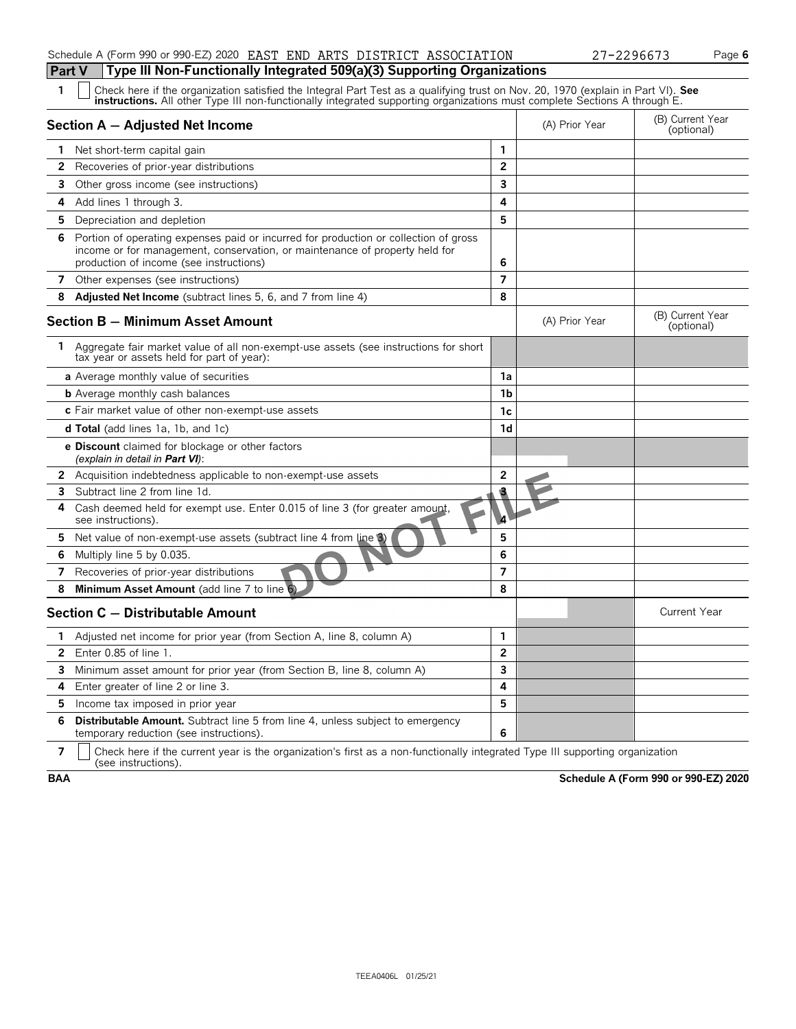Schedule A (Form 990 or 990-EZ) 2020 EAST END ARTS DISTRICT ASSOCIATION 27-2296673

## Part V Type III Non-Functionally Integrated 509(a)(3) Supporting Organizations

**1** ☐ Check here if the organization satisfied the Integral Part Test as a qualifying trust on Nov. 20, 1970 (explain in Part VI). **See instructions.** All other Type III non-functionally integrated supporting organizations must complete Sections A through E.

| Section A — Adjusted Net Income | | (A) Prior Year | (B) Current Year (optional) |
|---|---|---|---|
| **1** Net short-term capital gain | 1 | | |
| **2** Recoveries of prior-year distributions | 2 | | |
| **3** Other gross income (see instructions) | 3 | | |
| **4** Add lines 1 through 3. | 4 | | |
| **5** Depreciation and depletion | 5 | | |
| **6** Portion of operating expenses paid or incurred for production or collection of gross income or for management, conservation, or maintenance of property held for production of income (see instructions) | 6 | | |
| **7** Other expenses (see instructions) | 7 | | |
| **8** **Adjusted Net Income** (subtract lines 5, 6, and 7 from line 4) | 8 | | |

| Section B — Minimum Asset Amount | | (A) Prior Year | (B) Current Year (optional) |
|---|---|---|---|
| **1** Aggregate fair market value of all non-exempt-use assets (see instructions for short tax year or assets held for part of year): | | | |
| **a** Average monthly value of securities | 1a | | |
| **b** Average monthly cash balances | 1b | | |
| **c** Fair market value of other non-exempt-use assets | 1c | | |
| **d Total** (add lines 1a, 1b, and 1c) | 1d | | |
| **e Discount** claimed for blockage or other factors *(explain in detail in **Part VI**)*: | | | |
| **2** Acquisition indebtedness applicable to non-exempt-use assets | 2 | | |
| **3** Subtract line 2 from line 1d. | 3 | | |
| **4** Cash deemed held for exempt use. Enter 0.015 of line 3 (for greater amount, see instructions). | 4 | | |
| **5** Net value of non-exempt-use assets (subtract line 4 from line 3) | 5 | | |
| **6** Multiply line 5 by 0.035. | 6 | | |
| **7** Recoveries of prior-year distributions | 7 | | |
| **8** **Minimum Asset Amount** (add line 7 to line 6) | 8 | | |

| Section C — Distributable Amount | | | Current Year |
|---|---|---|---|
| **1** Adjusted net income for prior year (from Section A, line 8, column A) | 1 | | |
| **2** Enter 0.85 of line 1. | 2 | | |
| **3** Minimum asset amount for prior year (from Section B, line 8, column A) | 3 | | |
| **4** Enter greater of line 2 or line 3. | 4 | | |
| **5** Income tax imposed in prior year | 5 | | |
| **6** **Distributable Amount.** Subtract line 5 from line 4, unless subject to emergency temporary reduction (see instructions). | 6 | | |

**7** ☐ Check here if the current year is the organization's first as a non-functionally integrated Type III supporting organization (see instructions).

DO NOT FILE

BAA Schedule A (Form 990 or 990-EZ) 2020

TEEA0406L 01/25/21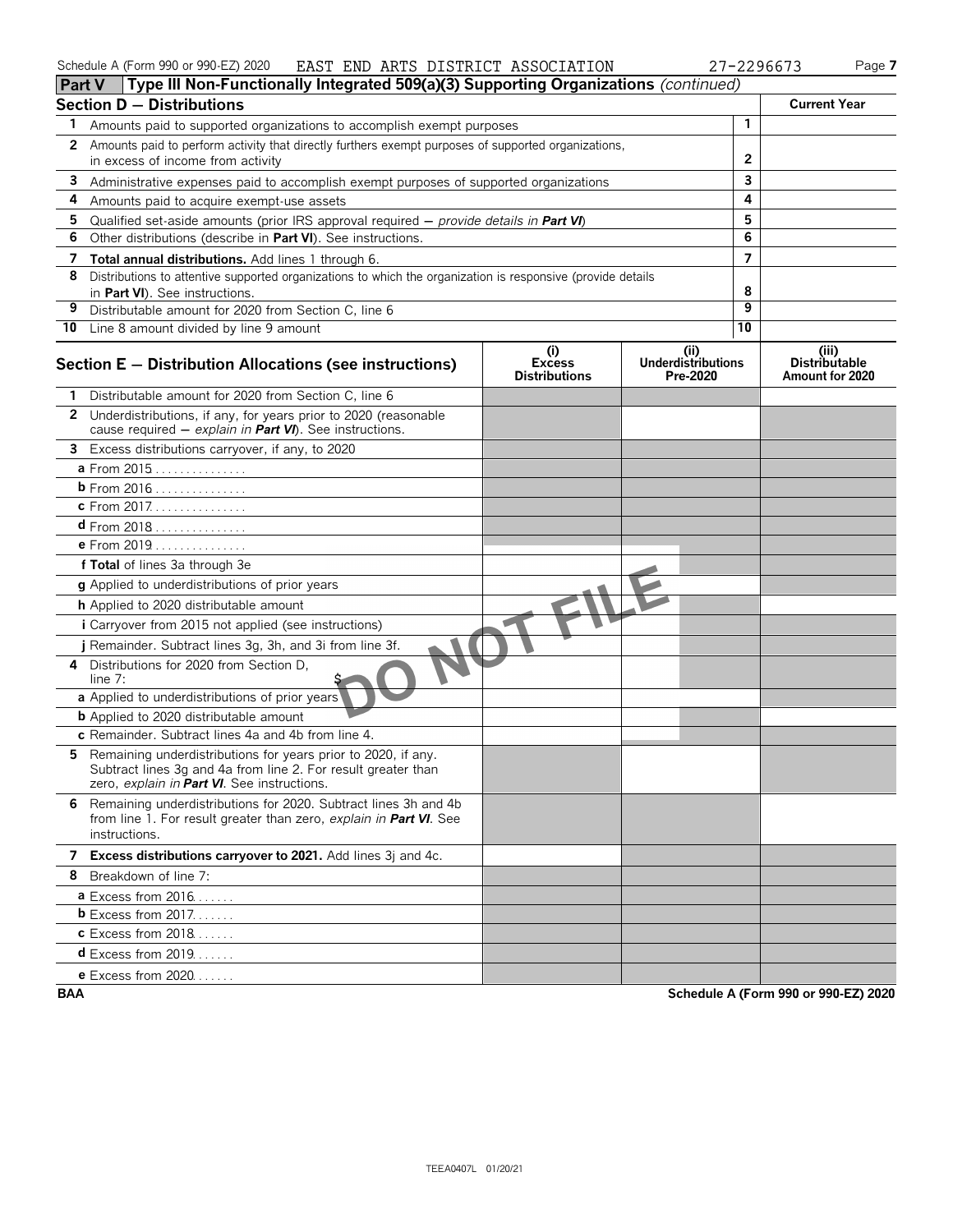Schedule A (Form 990 or 990-EZ) 2020 EAST END ARTS DISTRICT ASSOCIATION 27-2296673

**Part V** **Type III Non-Functionally Integrated 509(a)(3) Supporting Organizations** *(continued)*

| **Section D — Distributions** | | **Current Year** |
|---|---|---|
| **1** Amounts paid to supported organizations to accomplish exempt purposes | 1 | |
| **2** Amounts paid to perform activity that directly furthers exempt purposes of supported organizations, in excess of income from activity | 2 | |
| **3** Administrative expenses paid to accomplish exempt purposes of supported organizations | 3 | |
| **4** Amounts paid to acquire exempt-use assets | 4 | |
| **5** Qualified set-aside amounts (prior IRS approval required — *provide details in* ***Part VI***) | 5 | |
| **6** Other distributions (describe in **Part VI**). See instructions. | 6 | |
| **7** **Total annual distributions.** Add lines 1 through 6. | 7 | |
| **8** Distributions to attentive supported organizations to which the organization is responsive (provide details in **Part VI**). See instructions. | 8 | |
| **9** Distributable amount for 2020 from Section C, line 6 | 9 | |
| **10** Line 8 amount divided by line 9 amount | 10 | |

| **Section E — Distribution Allocations (see instructions)** | **(i) Excess Distributions** | **(ii) Underdistributions Pre-2020** | **(iii) Distributable Amount for 2020** |
|---|---|---|---|
| **1** Distributable amount for 2020 from Section C, line 6 | | | |
| **2** Underdistributions, if any, for years prior to 2020 (reasonable cause required — *explain in* ***Part VI***). See instructions. | | | |
| **3** Excess distributions carryover, if any, to 2020 | | | |
| **a** From 2015 | | | |
| **b** From 2016 | | | |
| **c** From 2017 | | | |
| **d** From 2018 | | | |
| **e** From 2019 | | | |
| **f Total** of lines 3a through 3e | | | |
| **g** Applied to underdistributions of prior years | | | |
| **h** Applied to 2020 distributable amount | | | |
| **i** Carryover from 2015 not applied (see instructions) | | | |
| **j** Remainder. Subtract lines 3g, 3h, and 3i from line 3f. | | | |
| **4** Distributions for 2020 from Section D, line 7: $ | | | |
| **a** Applied to underdistributions of prior years | | | |
| **b** Applied to 2020 distributable amount | | | |
| **c** Remainder. Subtract lines 4a and 4b from line 4. | | | |
| **5** Remaining underdistributions for years prior to 2020, if any. Subtract lines 3g and 4a from line 2. For result greater than zero, *explain in* ***Part VI***. See instructions. | | | |
| **6** Remaining underdistributions for 2020. Subtract lines 3h and 4b from line 1. For result greater than zero, *explain in* ***Part VI***. See instructions. | | | |
| **7** **Excess distributions carryover to 2021.** Add lines 3j and 4c. | | | |
| **8** Breakdown of line 7: | | | |
| **a** Excess from 2016 | | | |
| **b** Excess from 2017 | | | |
| **c** Excess from 2018 | | | |
| **d** Excess from 2019 | | | |
| **e** Excess from 2020 | | | |

DO NOT FILE

BAA Schedule A (Form 990 or 990-EZ) 2020

TEEA0407L 01/20/21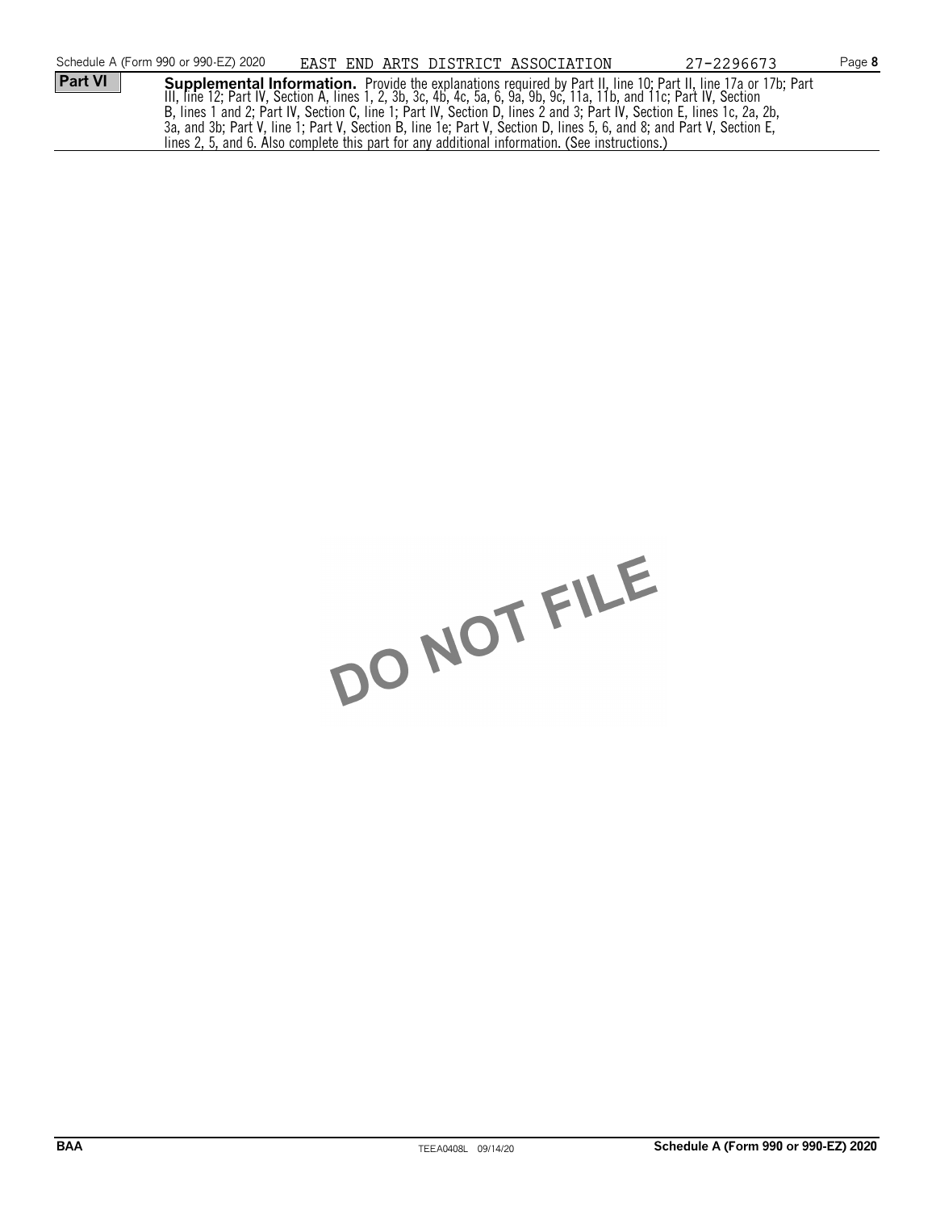Schedule A (Form 990 or 990-EZ) 2020 EAST END ARTS DISTRICT ASSOCIATION 27-2296673 Page **8**

**Part VI** **Supplemental Information.** Provide the explanations required by Part II, line 10; Part II, line 17a or 17b; Part III, line 12; Part IV, Section A, lines 1, 2, 3b, 3c, 4b, 4c, 5a, 6, 9a, 9b, 9c, 11a, 11b, and 11c; Part IV, Section B, lines 1 and 2; Part IV, Section C, line 1; Part IV, Section D, lines 2 and 3; Part IV, Section E, lines 1c, 2a, 2b, 3a, and 3b; Part V, line 1; Part V, Section B, line 1e; Part V, Section D, lines 5, 6, and 8; and Part V, Section E, lines 2, 5, and 6. Also complete this part for any additional information. (See instructions.)

DO NOT FILE

BAA TEEA0408L 09/14/20 **Schedule A (Form 990 or 990-EZ) 2020**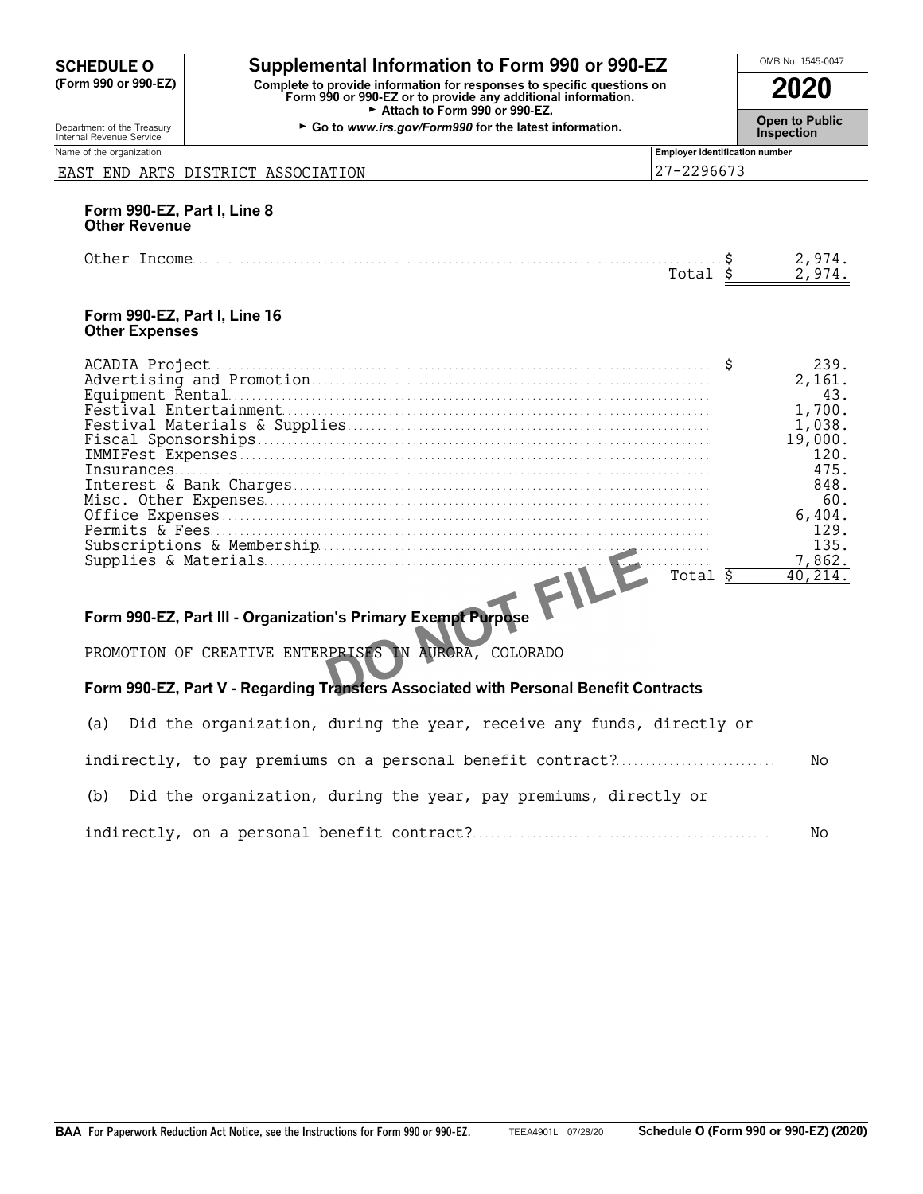**SCHEDULE O (Form 990 or 990-EZ)**

# Supplemental Information to Form 990 or 990-EZ

**Complete to provide information for responses to specific questions on Form 990 or 990-EZ or to provide any additional information.**

► **Attach to Form 990 or 990-EZ.**

► **Go to www.irs.gov/Form990 for the latest information.**

Department of the Treasury Internal Revenue Service

OMB No. 1545-0047

**2020**

**Open to Public Inspection**

Name of the organization: EAST END ARTS DISTRICT ASSOCIATION

Employer identification number: 27-2296673

## Form 990-EZ, Part I, Line 8 Other Revenue

| | |
|---|---|
| Other Income | $ 2,974. |
| Total | $ 2,974. |

## Form 990-EZ, Part I, Line 16 Other Expenses

| | |
|---|---|
| ACADIA Project | $ 239. |
| Advertising and Promotion | 2,161. |
| Equipment Rental | 43. |
| Festival Entertainment | 1,700. |
| Festival Materials & Supplies | 1,038. |
| Fiscal Sponsorships | 19,000. |
| IMMIFest Expenses | 120. |
| Insurances | 475. |
| Interest & Bank Charges | 848. |
| Misc. Other Expenses | 60. |
| Office Expenses | 6,404. |
| Permits & Fees | 129. |
| Subscriptions & Membership | 135. |
| Supplies & Materials | 7,862. |
| Total | $ 40,214. |

DO NOT FILE

## Form 990-EZ, Part III - Organization's Primary Exempt Purpose

PROMOTION OF CREATIVE ENTERPRISES IN AURORA, COLORADO

## Form 990-EZ, Part V - Regarding Transfers Associated with Personal Benefit Contracts

(a) Did the organization, during the year, receive any funds, directly or indirectly, to pay premiums on a personal benefit contract? No

(b) Did the organization, during the year, pay premiums, directly or indirectly, on a personal benefit contract? No

**BAA** For Paperwork Reduction Act Notice, see the Instructions for Form 990 or 990-EZ. TEEA4901L 07/28/20 **Schedule O (Form 990 or 990-EZ) (2020)**